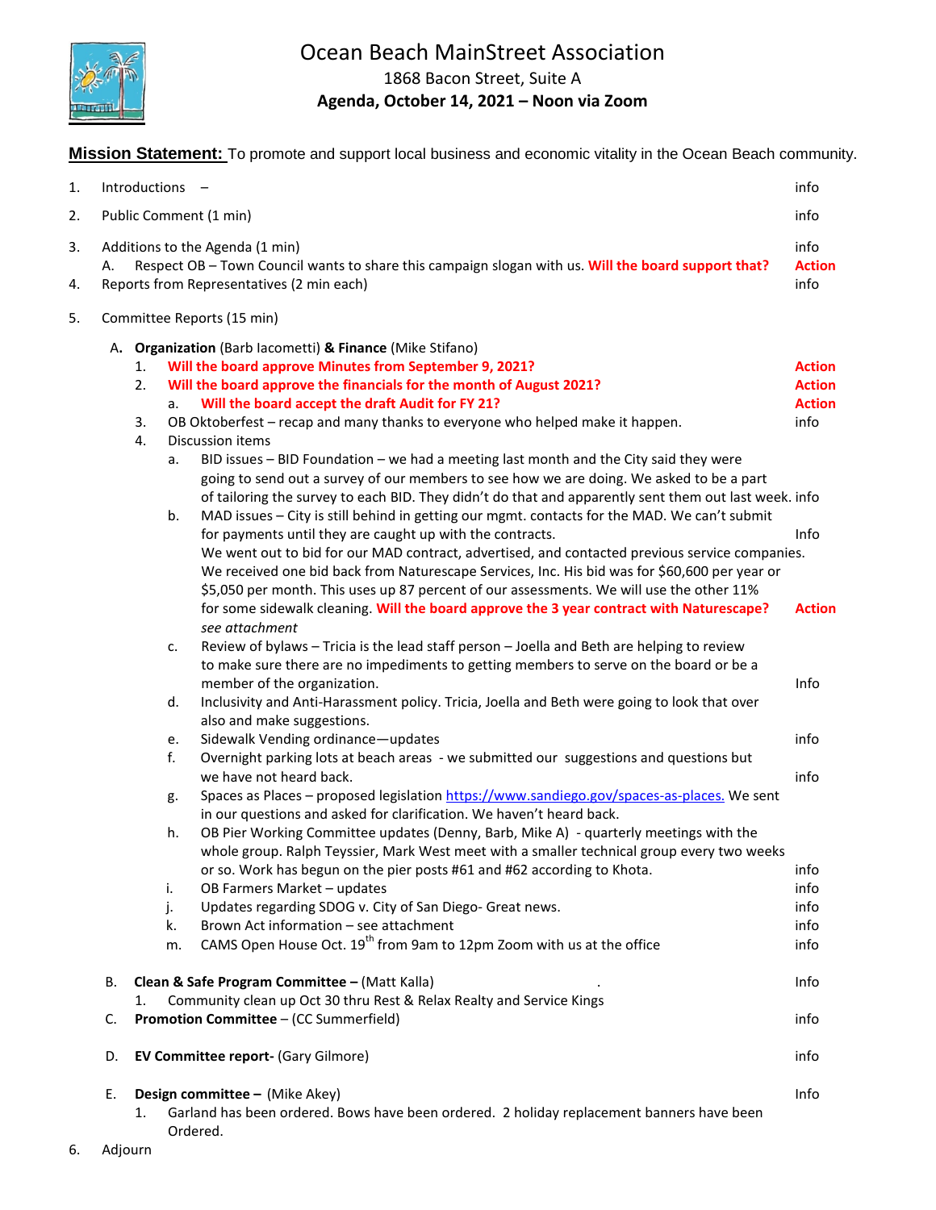# Ocean Beach MainStreet Association

1868 Bacon Street, Suite A

**Agenda, October 14, 2021 – Noon via Zoom**

**Mission Statement:** To promote and support local business and economic vitality in the Ocean Beach community.

1. Introductions – info
2. Public Comment (1 min) info
3. Additions to the Agenda (1 min) info
   A. Respect OB – Town Council wants to share this campaign slogan with us. **Will the board support that?** **Action**
4. Reports from Representatives (2 min each) info
5. Committee Reports (15 min)

   A. **Organization** (Barb Iacometti) **& Finance** (Mike Stifano)
      1. **Will the board approve Minutes from September 9, 2021?** **Action**
      2. **Will the board approve the financials for the month of August 2021?** **Action**
         a. **Will the board accept the draft Audit for FY 21?** **Action**
      3. OB Oktoberfest – recap and many thanks to everyone who helped make it happen. info
      4. Discussion items
         a. BID issues – BID Foundation – we had a meeting last month and the City said they were going to send out a survey of our members to see how we are doing. We asked to be a part of tailoring the survey to each BID. They didn't do that and apparently sent them out last week. info
         b. MAD issues – City is still behind in getting our mgmt. contacts for the MAD. We can't submit for payments until they are caught up with the contracts. Info
            We went out to bid for our MAD contract, advertised, and contacted previous service companies. We received one bid back from Naturescape Services, Inc. His bid was for $60,600 per year or $5,050 per month. This uses up 87 percent of our assessments. We will use the other 11% for some sidewalk cleaning. **Will the board approve the 3 year contract with Naturescape?** **Action**
            *see attachment*
         c. Review of bylaws – Tricia is the lead staff person – Joella and Beth are helping to review to make sure there are no impediments to getting members to serve on the board or be a member of the organization. Info
         d. Inclusivity and Anti-Harassment policy. Tricia, Joella and Beth were going to look that over also and make suggestions.
         e. Sidewalk Vending ordinance—updates info
         f. Overnight parking lots at beach areas - we submitted our suggestions and questions but we have not heard back. info
         g. Spaces as Places – proposed legislation https://www.sandiego.gov/spaces-as-places. We sent in our questions and asked for clarification. We haven't heard back.
         h. OB Pier Working Committee updates (Denny, Barb, Mike A) - quarterly meetings with the whole group. Ralph Teyssier, Mark West meet with a smaller technical group every two weeks or so. Work has begun on the pier posts #61 and #62 according to Khota. info
         i. OB Farmers Market – updates info
         j. Updates regarding SDOG v. City of San Diego- Great news. info
         k. Brown Act information – see attachment info
         m. CAMS Open House Oct. 19th from 9am to 12pm Zoom with us at the office info

   B. **Clean & Safe Program Committee –** (Matt Kalla) Info
      1. Community clean up Oct 30 thru Rest & Relax Realty and Service Kings

   C. **Promotion Committee** – (CC Summerfield) info

   D. **EV Committee report-** (Gary Gilmore) info

   E. **Design committee –** (Mike Akey) Info
      1. Garland has been ordered. Bows have been ordered. 2 holiday replacement banners have been Ordered.

6. Adjourn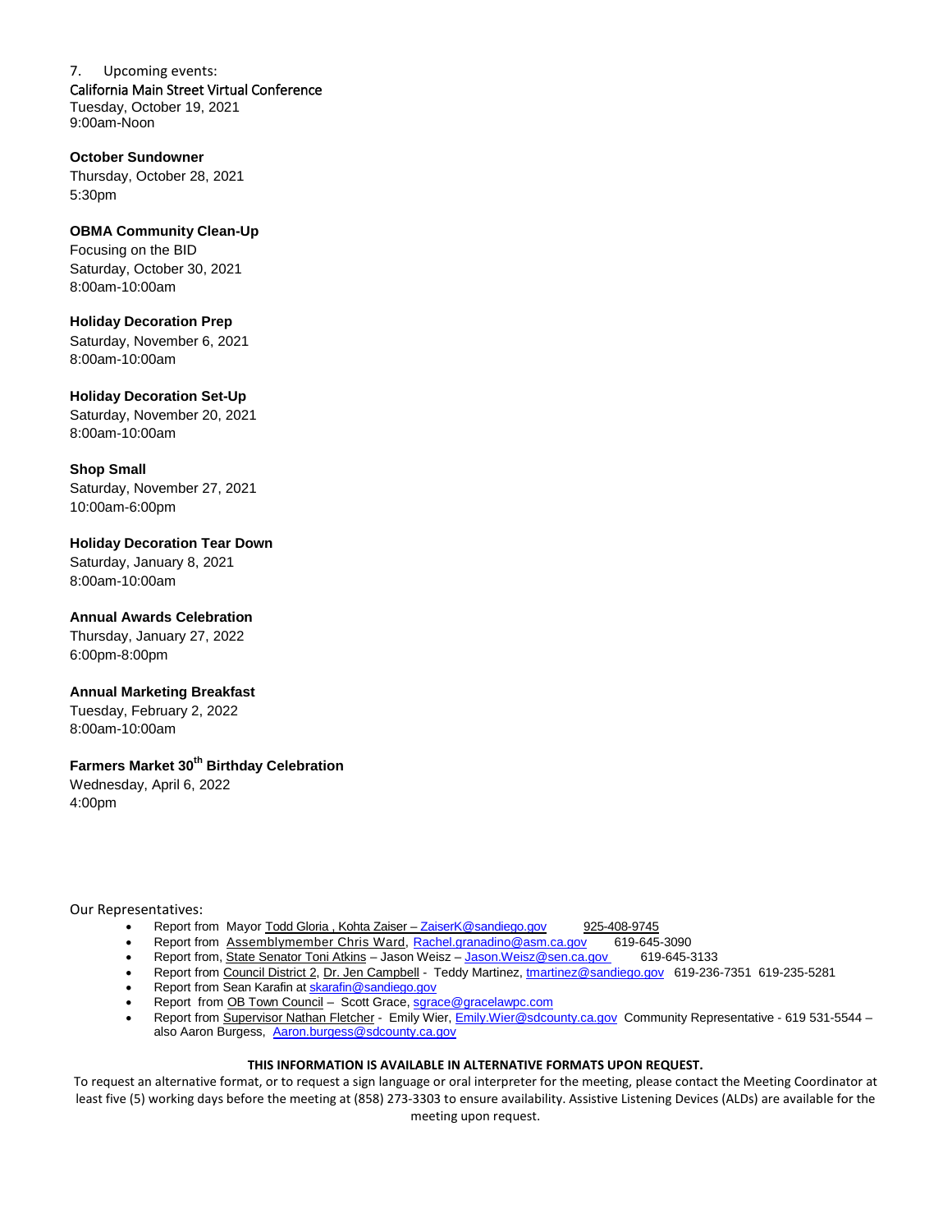7. Upcoming events:

California Main Street Virtual Conference
Tuesday, October 19, 2021
9:00am-Noon

**October Sundowner**
Thursday, October 28, 2021
5:30pm

**OBMA Community Clean-Up**
Focusing on the BID
Saturday, October 30, 2021
8:00am-10:00am

**Holiday Decoration Prep**
Saturday, November 6, 2021
8:00am-10:00am

**Holiday Decoration Set-Up**
Saturday, November 20, 2021
8:00am-10:00am

**Shop Small**
Saturday, November 27, 2021
10:00am-6:00pm

**Holiday Decoration Tear Down**
Saturday, January 8, 2021
8:00am-10:00am

**Annual Awards Celebration**
Thursday, January 27, 2022
6:00pm-8:00pm

**Annual Marketing Breakfast**
Tuesday, February 2, 2022
8:00am-10:00am

**Farmers Market 30th Birthday Celebration**
Wednesday, April 6, 2022
4:00pm

Our Representatives:

- Report from Mayor Todd Gloria , Kohta Zaiser – ZaiserK@sandiego.gov 925-408-9745
- Report from Assemblymember Chris Ward, Rachel.granadino@asm.ca.gov 619-645-3090
- Report from, State Senator Toni Atkins – Jason Weisz – Jason.Weisz@sen.ca.gov 619-645-3133
- Report from Council District 2, Dr. Jen Campbell - Teddy Martinez, tmartinez@sandiego.gov 619-236-7351 619-235-5281
- Report from Sean Karafin at skarafin@sandiego.gov
- Report from OB Town Council – Scott Grace, sgrace@gracelawpc.com
- Report from Supervisor Nathan Fletcher - Emily Wier, Emily.Wier@sdcounty.ca.gov Community Representative - 619 531-5544 – also Aaron Burgess, Aaron.burgess@sdcounty.ca.gov

**THIS INFORMATION IS AVAILABLE IN ALTERNATIVE FORMATS UPON REQUEST.**

To request an alternative format, or to request a sign language or oral interpreter for the meeting, please contact the Meeting Coordinator at least five (5) working days before the meeting at (858) 273-3303 to ensure availability. Assistive Listening Devices (ALDs) are available for the meeting upon request.